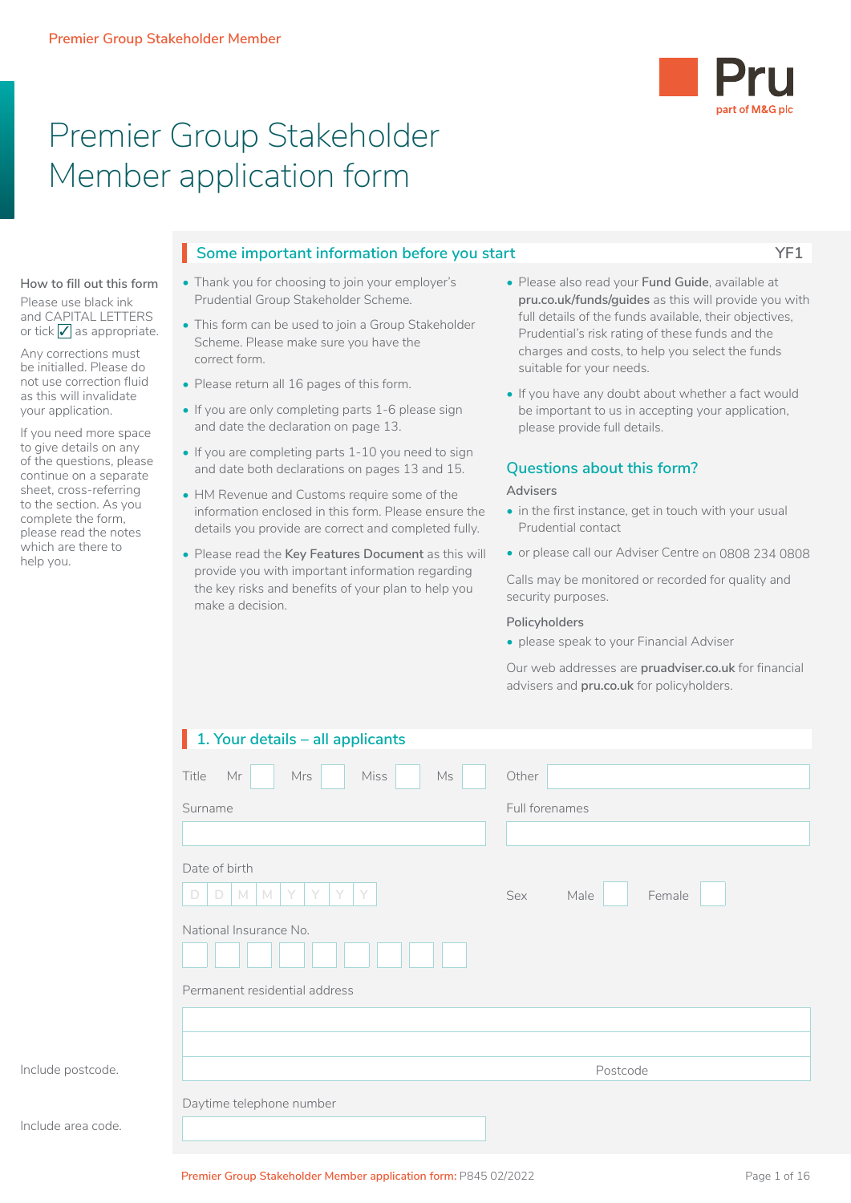# Premier Group Stakeholder Member application form

Pru
part of M&G plc

**How to fill out this form**

Please use black ink and CAPITAL LETTERS or tick ✓ as appropriate.

Any corrections must be initialled. Please do not use correction fluid as this will invalidate your application.

If you need more space to give details on any of the questions, please continue on a separate sheet, cross-referring to the section. As you complete the form, please read the notes which are there to help you.

## Some important information before you start

YF1

- Thank you for choosing to join your employer's Prudential Group Stakeholder Scheme.
- This form can be used to join a Group Stakeholder Scheme. Please make sure you have the correct form.
- Please return all 16 pages of this form.
- If you are only completing parts 1-6 please sign and date the declaration on page 13.
- If you are completing parts 1-10 you need to sign and date both declarations on pages 13 and 15.
- HM Revenue and Customs require some of the information enclosed in this form. Please ensure the details you provide are correct and completed fully.
- Please read the **Key Features Document** as this will provide you with important information regarding the key risks and benefits of your plan to help you make a decision.
- Please also read your **Fund Guide**, available at **pru.co.uk/funds/guides** as this will provide you with full details of the funds available, their objectives, Prudential's risk rating of these funds and the charges and costs, to help you select the funds suitable for your needs.
- If you have any doubt about whether a fact would be important to us in accepting your application, please provide full details.

### Questions about this form?

Advisers

- in the first instance, get in touch with your usual Prudential contact
- or please call our Adviser Centre on 0808 234 0808

Calls may be monitored or recorded for quality and security purposes.

Policyholders

- please speak to your Financial Adviser

Our web addresses are **pruadviser.co.uk** for financial advisers and **pru.co.uk** for policyholders.

## 1. Your details – all applicants

Title Mr ☐ Mrs ☐ Miss ☐ Ms ☐ Other ______

Surname ______

Full forenames ______

Date of birth D D M M Y Y Y Y

Sex Male ☐ Female ☐

National Insurance No. ☐☐☐☐☐☐☐☐☐

Permanent residential address ______

Include postcode.

Postcode ______

Daytime telephone number ______

Include area code.

Premier Group Stakeholder Member application form: P845 02/2022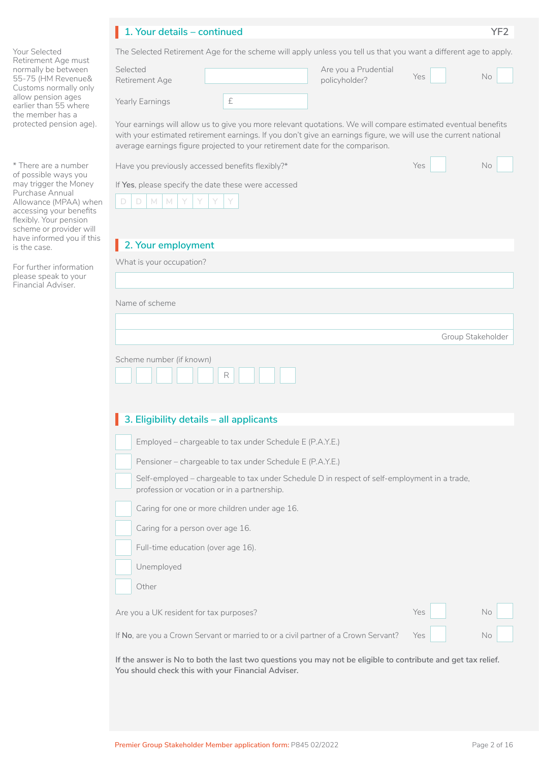## 1. Your details – continued

YF2

Your Selected Retirement Age must normally be between 55-75 (HM Revenue& Customs normally only allow pension ages earlier than 55 where the member has a protected pension age).

The Selected Retirement Age for the scheme will apply unless you tell us that you want a different age to apply.

Selected Retirement Age ____________

Are you a Prudential policyholder? Yes ☐ No ☐

Yearly Earnings £ ____________

Your earnings will allow us to give you more relevant quotations. We will compare estimated eventual benefits with your estimated retirement earnings. If you don't give an earnings figure, we will use the current national average earnings figure projected to your retirement date for the comparison.

\* There are a number of possible ways you may trigger the Money Purchase Annual Allowance (MPAA) when accessing your benefits flexibly. Your pension scheme or provider will have informed you if this is the case.

For further information please speak to your Financial Adviser.

Have you previously accessed benefits flexibly?* Yes ☐ No ☐

If **Yes**, please specify the date these were accessed

D D M M Y Y Y Y

## 2. Your employment

What is your occupation?

____________

Name of scheme

____________

Group Stakeholder

Scheme number *(if known)*

☐ ☐ ☐ ☐ ☐ R ☐ ☐ ☐

## 3. Eligibility details – all applicants

☐ Employed – chargeable to tax under Schedule E (P.A.Y.E.)

☐ Pensioner – chargeable to tax under Schedule E (P.A.Y.E.)

☐ Self-employed – chargeable to tax under Schedule D in respect of self-employment in a trade, profession or vocation or in a partnership.

☐ Caring for one or more children under age 16.

☐ Caring for a person over age 16.

☐ Full-time education (over age 16).

☐ Unemployed

☐ Other

Are you a UK resident for tax purposes? Yes ☐ No ☐

If **No**, are you a Crown Servant or married to or a civil partner of a Crown Servant? Yes ☐ No ☐

**If the answer is No to both the last two questions you may not be eligible to contribute and get tax relief. You should check this with your Financial Adviser.**

Premier Group Stakeholder Member application form: P845 02/2022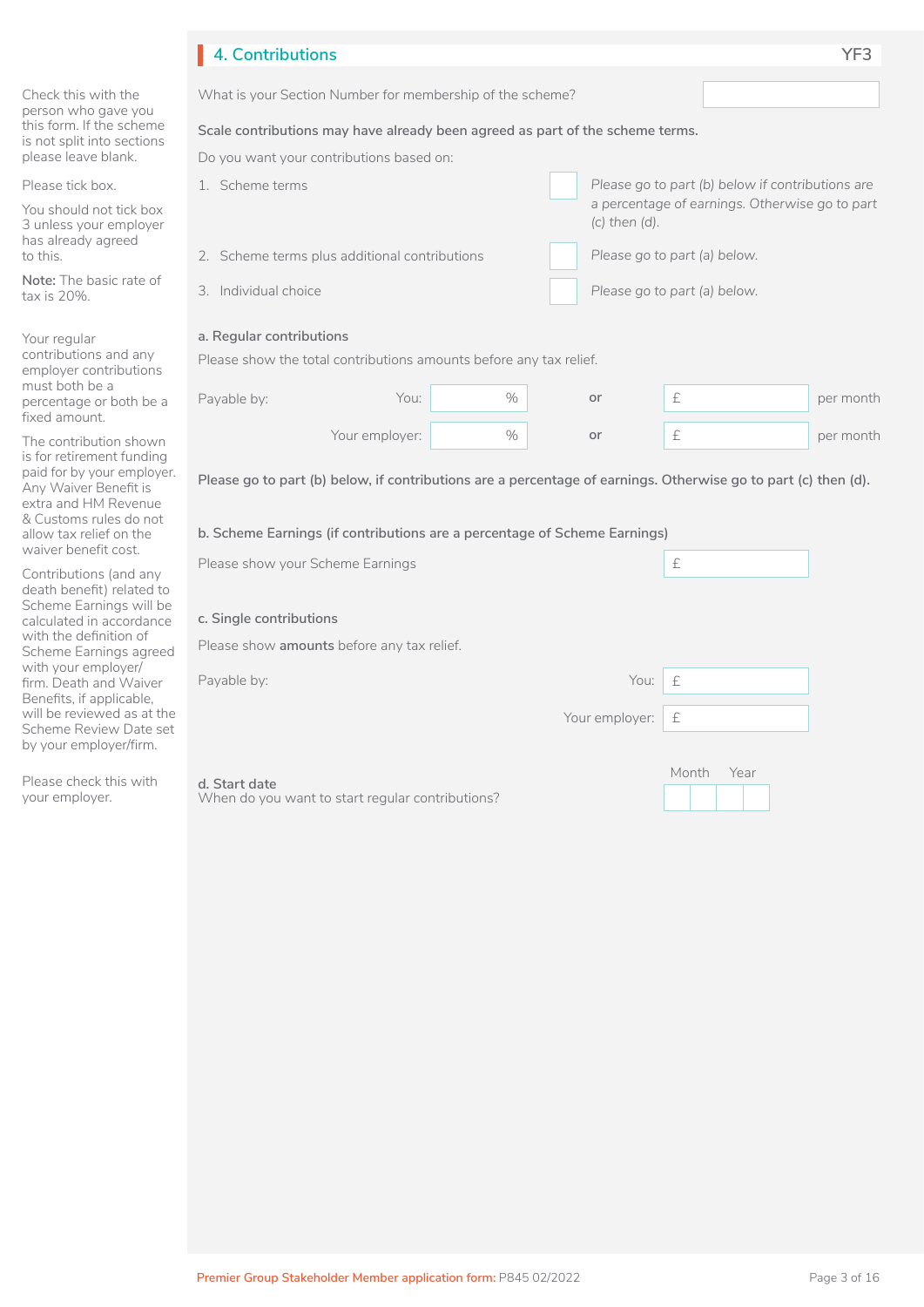## 4. Contributions

YF3

*Check this with the person who gave you this form. If the scheme is not split into sections please leave blank.*

What is your Section Number for membership of the scheme?

**Scale contributions may have already been agreed as part of the scheme terms.**

Do you want your contributions based on:

*Please tick box.*

*You should not tick box 3 unless your employer has already agreed to this.*

| | | |
|---|---|---|
| 1. Scheme terms | ☐ | *Please go to part (b) below if contributions are a percentage of earnings. Otherwise go to part (c) then (d).* |
| 2. Scheme terms plus additional contributions | ☐ | *Please go to part (a) below.* |
| 3. Individual choice | ☐ | *Please go to part (a) below.* |

**Note:** The basic rate of tax is 20%.

### a. Regular contributions

*Your regular contributions and any employer contributions must both be a percentage or both be a fixed amount.*

*The contribution shown is for retirement funding paid for by your employer. Any Waiver Benefit is extra and HM Revenue & Customs rules do not allow tax relief on the waiver benefit cost.*

Please show the total contributions amounts before any tax relief.

| Payable by: | | | | |
|---|---|---|---|---|
| You: | % | or | £ | per month |
| Your employer: | % | or | £ | per month |

**Please go to part (b) below, if contributions are a percentage of earnings. Otherwise go to part (c) then (d).**

### b. Scheme Earnings (if contributions are a percentage of Scheme Earnings)

*Contributions (and any death benefit) related to Scheme Earnings will be calculated in accordance with the definition of Scheme Earnings agreed with your employer/firm. Death and Waiver Benefits, if applicable, will be reviewed as at the Scheme Review Date set by your employer/firm.*

Please show your Scheme Earnings £

### c. Single contributions

Please show **amounts** before any tax relief.

Payable by:

You: £

Your employer: £

### d. Start date

*Please check this with your employer.*

When do you want to start regular contributions?

Month | Year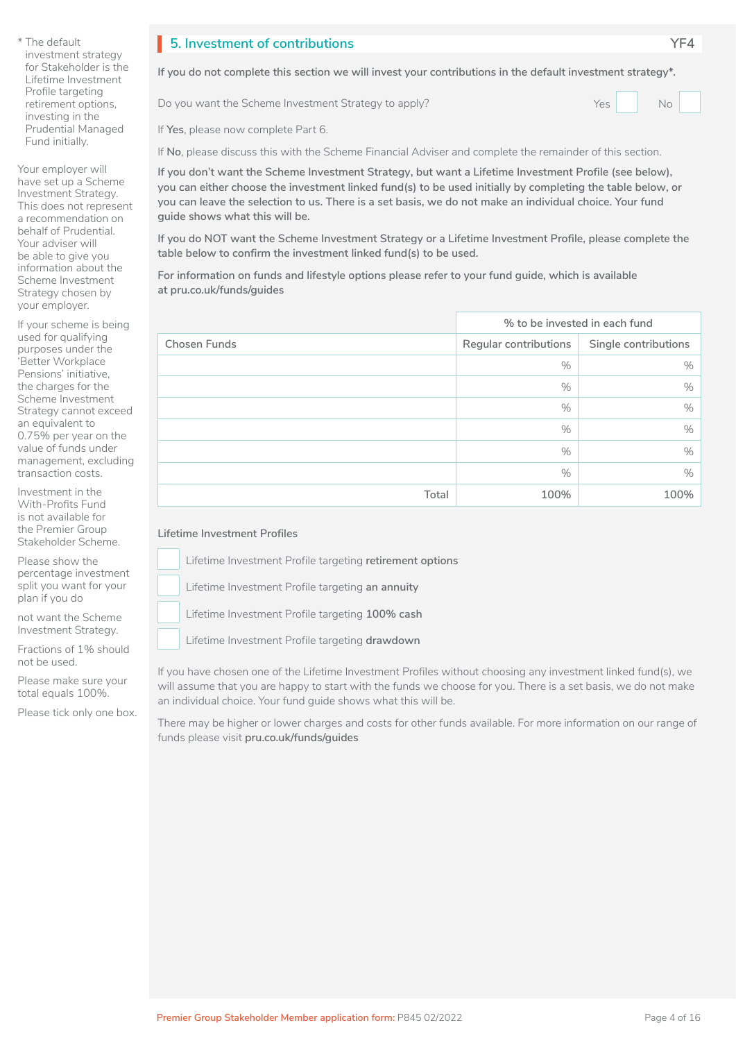## 5. Investment of contributions

YF4

**If you do not complete this section we will invest your contributions in the default investment strategy*.**

Do you want the Scheme Investment Strategy to apply? Yes ☐ No ☐

If **Yes**, please now complete Part 6.

If **No**, please discuss this with the Scheme Financial Adviser and complete the remainder of this section.

**If you don't want the Scheme Investment Strategy, but want a Lifetime Investment Profile (see below), you can either choose the investment linked fund(s) to be used initially by completing the table below, or you can leave the selection to us. There is a set basis, we do not make an individual choice. Your fund guide shows what this will be.**

**If you do NOT want the Scheme Investment Strategy or a Lifetime Investment Profile, please complete the table below to confirm the investment linked fund(s) to be used.**

**For information on funds and lifestyle options please refer to your fund guide, which is available at pru.co.uk/funds/guides**

| | % to be invested in each fund | |
|---|---|---|
| Chosen Funds | Regular contributions | Single contributions |
| | % | % |
| | % | % |
| | % | % |
| | % | % |
| | % | % |
| | % | % |
| Total | 100% | 100% |

Lifetime Investment Profiles

☐ Lifetime Investment Profile targeting **retirement options**

☐ Lifetime Investment Profile targeting **an annuity**

☐ Lifetime Investment Profile targeting **100% cash**

☐ Lifetime Investment Profile targeting **drawdown**

If you have chosen one of the Lifetime Investment Profiles without choosing any investment linked fund(s), we will assume that you are happy to start with the funds we choose for you. There is a set basis, we do not make an individual choice. Your fund guide shows what this will be.

There may be higher or lower charges and costs for other funds available. For more information on our range of funds please visit **pru.co.uk/funds/guides**

---

* The default investment strategy for Stakeholder is the Lifetime Investment Profile targeting retirement options, investing in the Prudential Managed Fund initially.

Your employer will have set up a Scheme Investment Strategy. This does not represent a recommendation on behalf of Prudential. Your adviser will be able to give you information about the Scheme Investment Strategy chosen by your employer.

If your scheme is being used for qualifying purposes under the 'Better Workplace Pensions' initiative, the charges for the Scheme Investment Strategy cannot exceed an equivalent to 0.75% per year on the value of funds under management, excluding transaction costs.

Investment in the With-Profits Fund is not available for the Premier Group Stakeholder Scheme.

Please show the percentage investment split you want for your plan if you do not want the Scheme Investment Strategy.

Fractions of 1% should not be used.

Please make sure your total equals 100%.

Please tick only one box.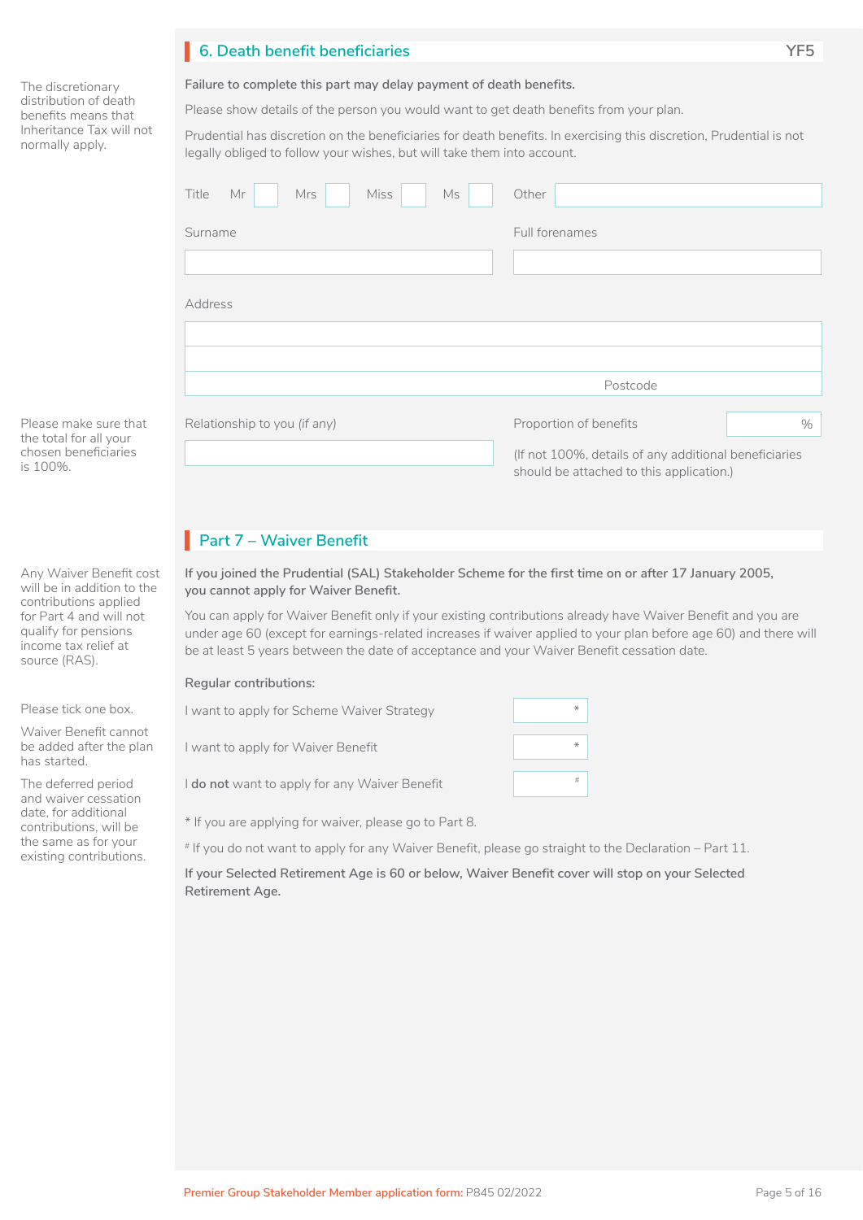## 6. Death benefit beneficiaries

YF5

The discretionary distribution of death benefits means that Inheritance Tax will not normally apply.

**Failure to complete this part may delay payment of death benefits.**

Please show details of the person you would want to get death benefits from your plan.

Prudential has discretion on the beneficiaries for death benefits. In exercising this discretion, Prudential is not legally obliged to follow your wishes, but will take them into account.

Title Mr ☐ Mrs ☐ Miss ☐ Ms ☐ Other ________

Surname ________ Full forenames ________

Address ________

Postcode ________

Please make sure that the total for all your chosen beneficiaries is 100%.

Relationship to you *(if any)* ________

Proportion of benefits ____ %

(If not 100%, details of any additional beneficiaries should be attached to this application.)

## Part 7 – Waiver Benefit

Any Waiver Benefit cost will be in addition to the contributions applied for Part 4 and will not qualify for pensions income tax relief at source (RAS).

**If you joined the Prudential (SAL) Stakeholder Scheme for the first time on or after 17 January 2005, you cannot apply for Waiver Benefit.**

You can apply for Waiver Benefit only if your existing contributions already have Waiver Benefit and you are under age 60 (except for earnings-related increases if waiver applied to your plan before age 60) and there will be at least 5 years between the date of acceptance and your Waiver Benefit cessation date.

Please tick one box.

Waiver Benefit cannot be added after the plan has started.

The deferred period and waiver cessation date, for additional contributions, will be the same as for your existing contributions.

**Regular contributions:**

I want to apply for Scheme Waiver Strategy ☐ *

I want to apply for Waiver Benefit ☐ *

I **do not** want to apply for any Waiver Benefit ☐ #

* If you are applying for waiver, please go to Part 8.

# If you do not want to apply for any Waiver Benefit, please go straight to the Declaration – Part 11.

**If your Selected Retirement Age is 60 or below, Waiver Benefit cover will stop on your Selected Retirement Age.**

Premier Group Stakeholder Member application form: P845 02/2022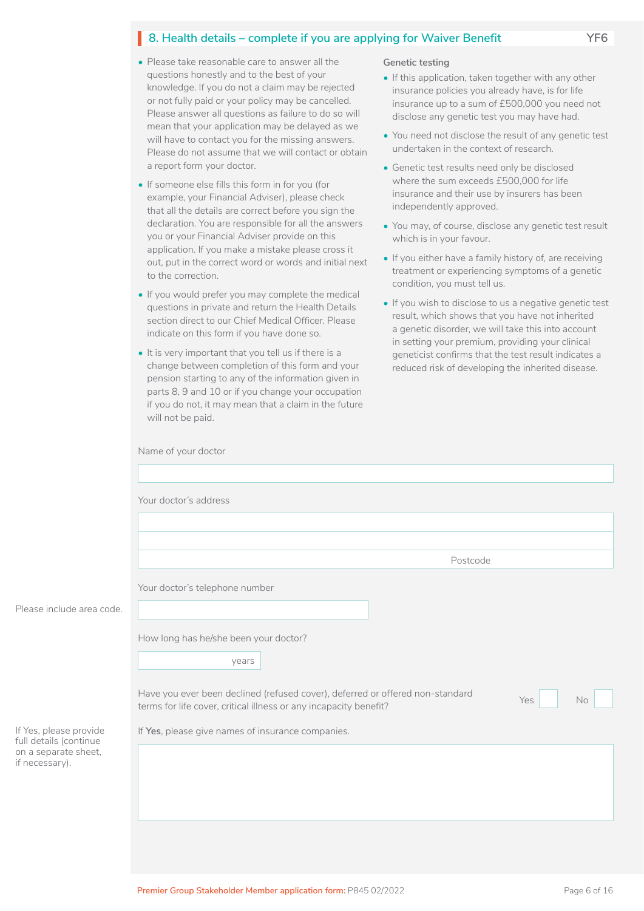## 8. Health details – complete if you are applying for Waiver Benefit

YF6

- Please take reasonable care to answer all the questions honestly and to the best of your knowledge. If you do not a claim may be rejected or not fully paid or your policy may be cancelled. Please answer all questions as failure to do so will mean that your application may be delayed as we will have to contact you for the missing answers. Please do not assume that we will contact or obtain a report form your doctor.
- If someone else fills this form in for you (for example, your Financial Adviser), please check that all the details are correct before you sign the declaration. You are responsible for all the answers you or your Financial Adviser provide on this application. If you make a mistake please cross it out, put in the correct word or words and initial next to the correction.
- If you would prefer you may complete the medical questions in private and return the Health Details section direct to our Chief Medical Officer. Please indicate on this form if you have done so.
- It is very important that you tell us if there is a change between completion of this form and your pension starting to any of the information given in parts 8, 9 and 10 or if you change your occupation if you do not, it may mean that a claim in the future will not be paid.

**Genetic testing**

- If this application, taken together with any other insurance policies you already have, is for life insurance up to a sum of £500,000 you need not disclose any genetic test you may have had.
- You need not disclose the result of any genetic test undertaken in the context of research.
- Genetic test results need only be disclosed where the sum exceeds £500,000 for life insurance and their use by insurers has been independently approved.
- You may, of course, disclose any genetic test result which is in your favour.
- If you either have a family history of, are receiving treatment or experiencing symptoms of a genetic condition, you must tell us.
- If you wish to disclose to us a negative genetic test result, which shows that you have not inherited a genetic disorder, we will take this into account in setting your premium, providing your clinical geneticist confirms that the test result indicates a reduced risk of developing the inherited disease.

Name of your doctor

Your doctor's address

Postcode

Your doctor's telephone number

Please include area code.

How long has he/she been your doctor?

years

Have you ever been declined (refused cover), deferred or offered non-standard terms for life cover, critical illness or any incapacity benefit? Yes ☐ No ☐

If **Yes**, please give names of insurance companies.

If Yes, please provide full details (continue on a separate sheet, if necessary).

Premier Group Stakeholder Member application form: P845 02/2022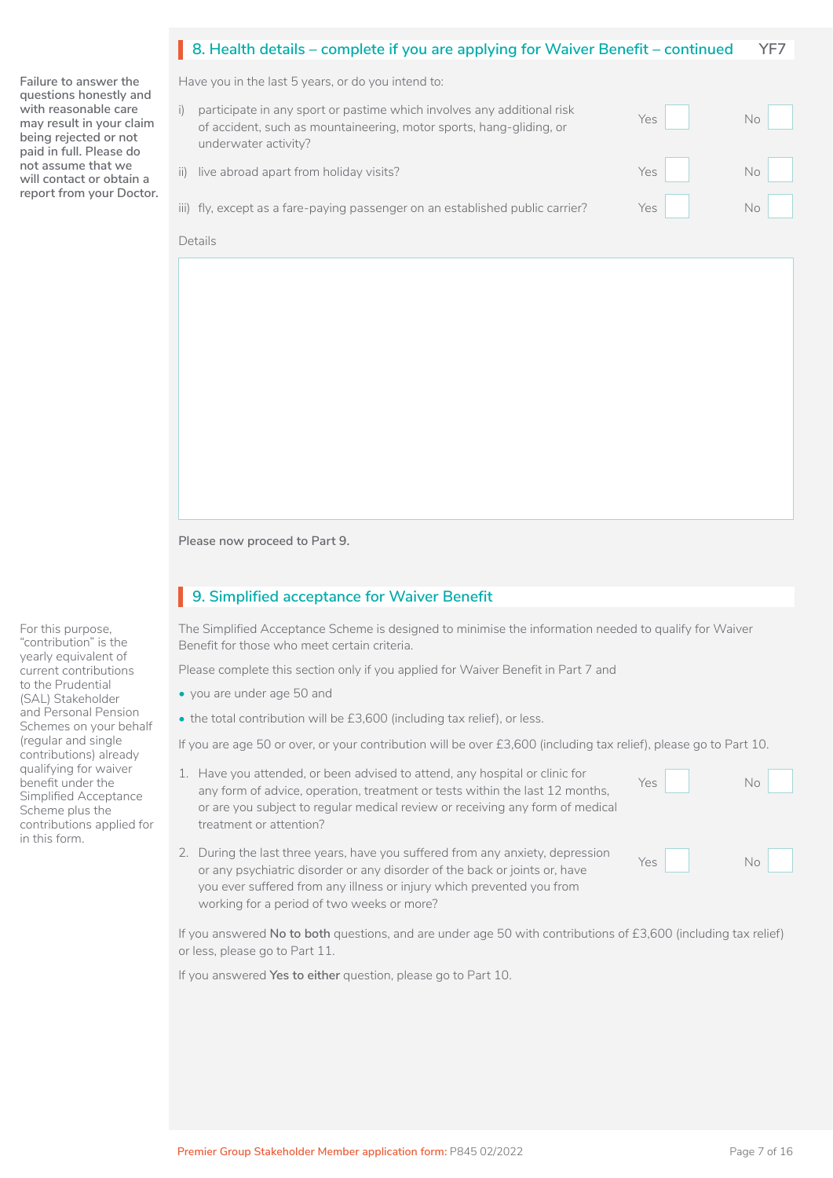## 8. Health details – complete if you are applying for Waiver Benefit – continued YF7

Failure to answer the questions honestly and with reasonable care may result in your claim being rejected or not paid in full. Please do not assume that we will contact or obtain a report from your Doctor.

Have you in the last 5 years, or do you intend to:

| | | Yes | No |
|---|---|---|---|
| i) | participate in any sport or pastime which involves any additional risk of accident, such as mountaineering, motor sports, hang-gliding, or underwater activity? | ☐ | ☐ |
| ii) | live abroad apart from holiday visits? | ☐ | ☐ |
| iii) | fly, except as a fare-paying passenger on an established public carrier? | ☐ | ☐ |

Details

**Please now proceed to Part 9.**

## 9. Simplified acceptance for Waiver Benefit

For this purpose, "contribution" is the yearly equivalent of current contributions to the Prudential (SAL) Stakeholder and Personal Pension Schemes on your behalf (regular and single contributions) already qualifying for waiver benefit under the Simplified Acceptance Scheme plus the contributions applied for in this form.

The Simplified Acceptance Scheme is designed to minimise the information needed to qualify for Waiver Benefit for those who meet certain criteria.

Please complete this section only if you applied for Waiver Benefit in Part 7 and

- you are under age 50 and
- the total contribution will be £3,600 (including tax relief), or less.

If you are age 50 or over, or your contribution will be over £3,600 (including tax relief), please go to Part 10.

| | | Yes | No |
|---|---|---|---|
| 1. | Have you attended, or been advised to attend, any hospital or clinic for any form of advice, operation, treatment or tests within the last 12 months, or are you subject to regular medical review or receiving any form of medical treatment or attention? | ☐ | ☐ |
| 2. | During the last three years, have you suffered from any anxiety, depression or any psychiatric disorder or any disorder of the back or joints or, have you ever suffered from any illness or injury which prevented you from working for a period of two weeks or more? | ☐ | ☐ |

If you answered **No to both** questions, and are under age 50 with contributions of £3,600 (including tax relief) or less, please go to Part 11.

If you answered **Yes to either** question, please go to Part 10.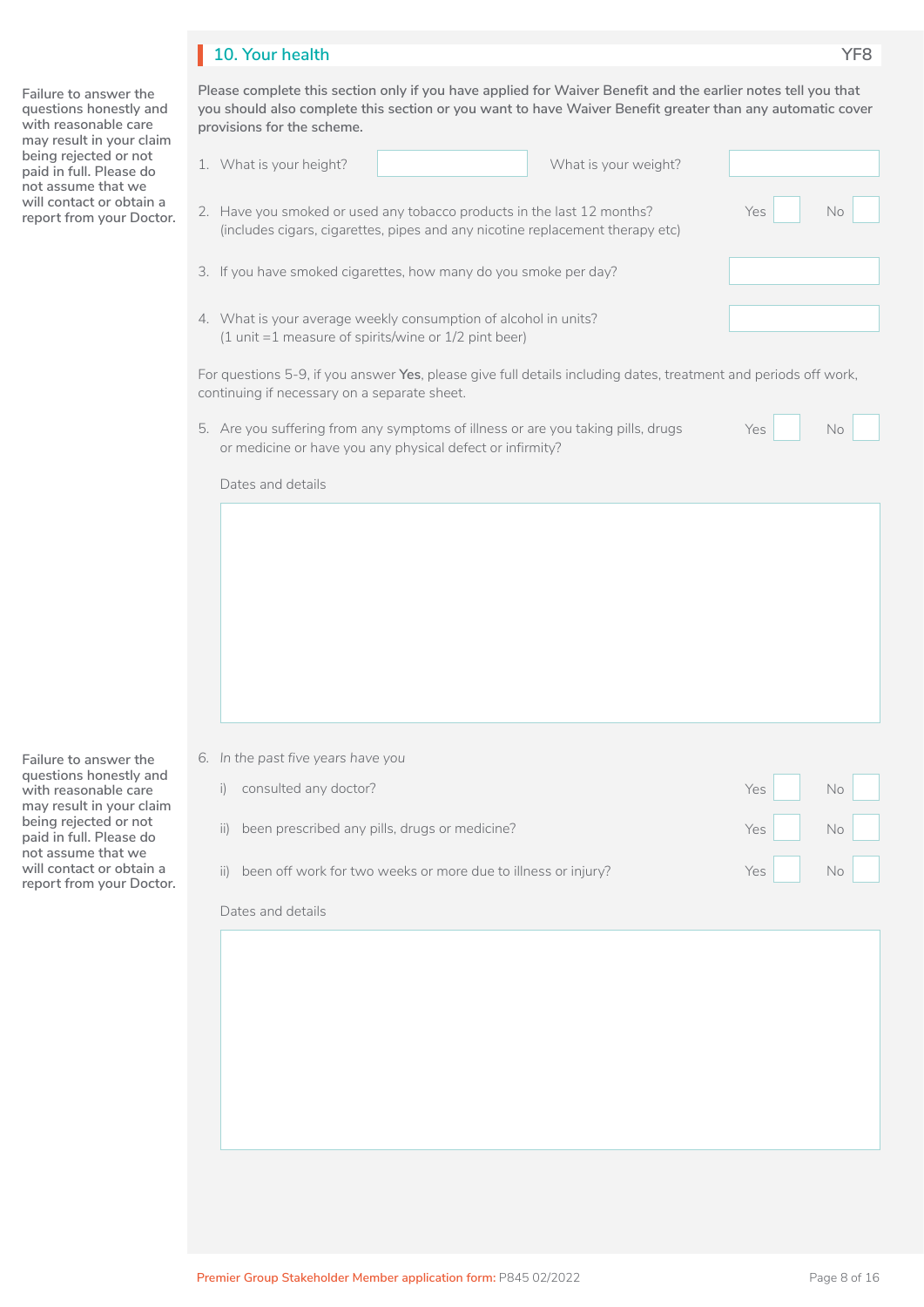## 10. Your health

YF8

Failure to answer the questions honestly and with reasonable care may result in your claim being rejected or not paid in full. Please do not assume that we will contact or obtain a report from your Doctor.

**Please complete this section only if you have applied for Waiver Benefit and the earlier notes tell you that you should also complete this section or you want to have Waiver Benefit greater than any automatic cover provisions for the scheme.**

1. What is your height? ____________ What is your weight? ____________

2. Have you smoked or used any tobacco products in the last 12 months? (includes cigars, cigarettes, pipes and any nicotine replacement therapy etc) Yes ☐ No ☐

3. If you have smoked cigarettes, how many do you smoke per day? ____________

4. What is your average weekly consumption of alcohol in units? (1 unit =1 measure of spirits/wine or 1/2 pint beer) ____________

For questions 5-9, if you answer **Yes**, please give full details including dates, treatment and periods off work, continuing if necessary on a separate sheet.

5. Are you suffering from any symptoms of illness or are you taking pills, drugs or medicine or have you any physical defect or infirmity? Yes ☐ No ☐

   Dates and details

   ____________

Failure to answer the questions honestly and with reasonable care may result in your claim being rejected or not paid in full. Please do not assume that we will contact or obtain a report from your Doctor.

6. *In the past five years have you*

   i) consulted any doctor? Yes ☐ No ☐

   ii) been prescribed any pills, drugs or medicine? Yes ☐ No ☐

   ii) been off work for two weeks or more due to illness or injury? Yes ☐ No ☐

   Dates and details

   ____________

Premier Group Stakeholder Member application form: P845 02/2022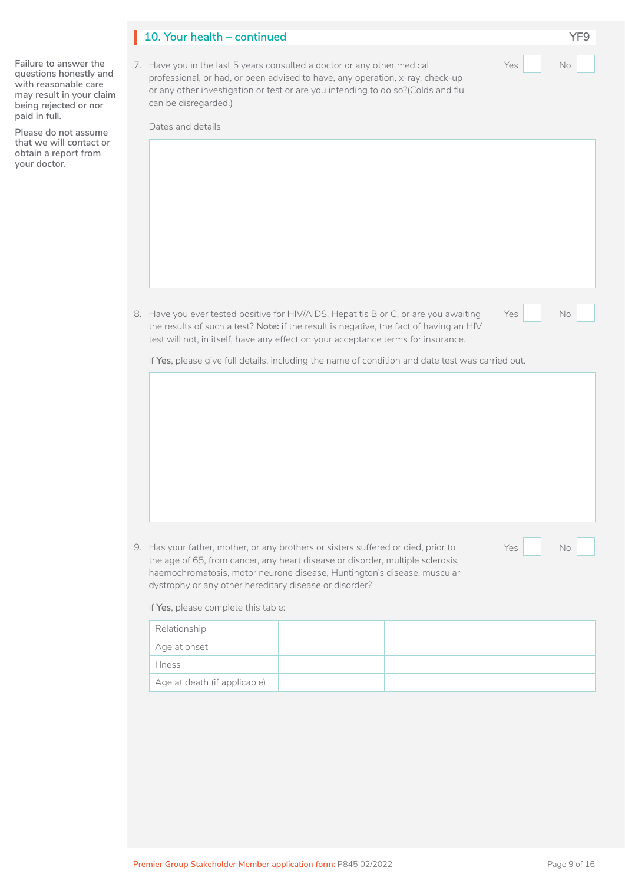## 10. Your health – continued

YF9

**Failure to answer the questions honestly and with reasonable care may result in your claim being rejected or nor paid in full.**

**Please do not assume that we will contact or obtain a report from your doctor.**

7. Have you in the last 5 years consulted a doctor or any other medical professional, or had, or been advised to have, any operation, x-ray, check-up or any other investigation or test or are you intending to do so?(Colds and flu can be disregarded.)

   Yes ☐ No ☐

   Dates and details

8. Have you ever tested positive for HIV/AIDS, Hepatitis B or C, or are you awaiting the results of such a test? **Note:** if the result is negative, the fact of having an HIV test will not, in itself, have any effect on your acceptance terms for insurance.

   Yes ☐ No ☐

   If **Yes**, please give full details, including the name of condition and date test was carried out.

9. Has your father, mother, or any brothers or sisters suffered or died, prior to the age of 65, from cancer, any heart disease or disorder, multiple sclerosis, haemochromatosis, motor neurone disease, Huntington's disease, muscular dystrophy or any other hereditary disease or disorder?

   Yes ☐ No ☐

   If **Yes**, please complete this table:

| Relationship | | | |
|---|---|---|---|
| Age at onset | | | |
| Illness | | | |
| Age at death (if applicable) | | | |

Premier Group Stakeholder Member application form: P845 02/2022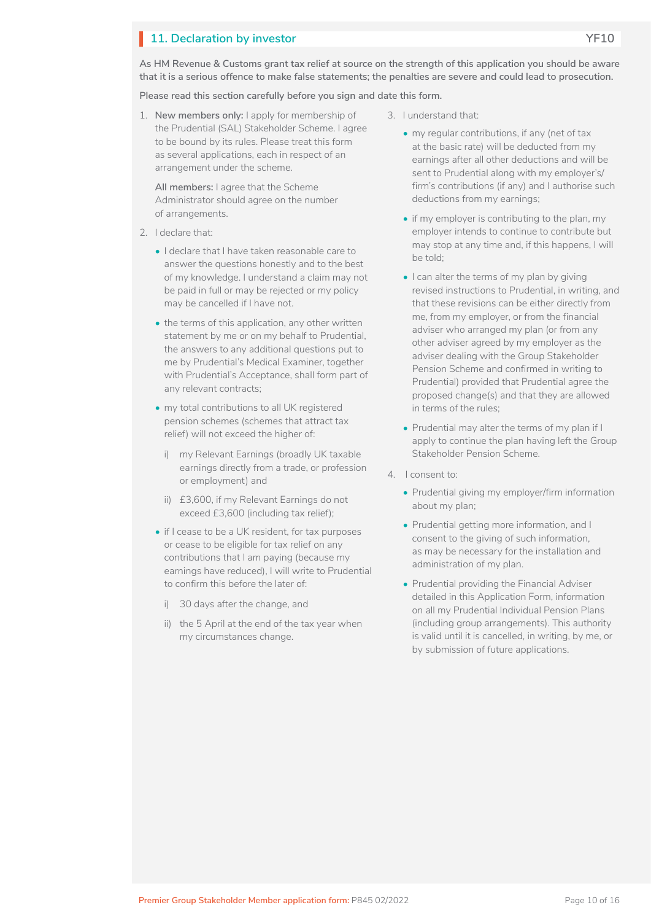## 11. Declaration by investor YF10

**As HM Revenue & Customs grant tax relief at source on the strength of this application you should be aware that it is a serious offence to make false statements; the penalties are severe and could lead to prosecution.**

**Please read this section carefully before you sign and date this form.**

1. **New members only:** I apply for membership of the Prudential (SAL) Stakeholder Scheme. I agree to be bound by its rules. Please treat this form as several applications, each in respect of an arrangement under the scheme.

   **All members:** I agree that the Scheme Administrator should agree on the number of arrangements.

2. I declare that:

   - I declare that I have taken reasonable care to answer the questions honestly and to the best of my knowledge. I understand a claim may not be paid in full or may be rejected or my policy may be cancelled if I have not.
   - the terms of this application, any other written statement by me or on my behalf to Prudential, the answers to any additional questions put to me by Prudential's Medical Examiner, together with Prudential's Acceptance, shall form part of any relevant contracts;
   - my total contributions to all UK registered pension schemes (schemes that attract tax relief) will not exceed the higher of:
     - i) my Relevant Earnings (broadly UK taxable earnings directly from a trade, or profession or employment) and
     - ii) £3,600, if my Relevant Earnings do not exceed £3,600 (including tax relief);
   - if I cease to be a UK resident, for tax purposes or cease to be eligible for tax relief on any contributions that I am paying (because my earnings have reduced), I will write to Prudential to confirm this before the later of:
     - i) 30 days after the change, and
     - ii) the 5 April at the end of the tax year when my circumstances change.

3. I understand that:

   - my regular contributions, if any (net of tax at the basic rate) will be deducted from my earnings after all other deductions and will be sent to Prudential along with my employer's/firm's contributions (if any) and I authorise such deductions from my earnings;
   - if my employer is contributing to the plan, my employer intends to continue to contribute but may stop at any time and, if this happens, I will be told;
   - I can alter the terms of my plan by giving revised instructions to Prudential, in writing, and that these revisions can be either directly from me, from my employer, or from the financial adviser who arranged my plan (or from any other adviser agreed by my employer as the adviser dealing with the Group Stakeholder Pension Scheme and confirmed in writing to Prudential) provided that Prudential agree the proposed change(s) and that they are allowed in terms of the rules;
   - Prudential may alter the terms of my plan if I apply to continue the plan having left the Group Stakeholder Pension Scheme.

4. I consent to:

   - Prudential giving my employer/firm information about my plan;
   - Prudential getting more information, and I consent to the giving of such information, as may be necessary for the installation and administration of my plan.
   - Prudential providing the Financial Adviser detailed in this Application Form, information on all my Prudential Individual Pension Plans (including group arrangements). This authority is valid until it is cancelled, in writing, by me, or by submission of future applications.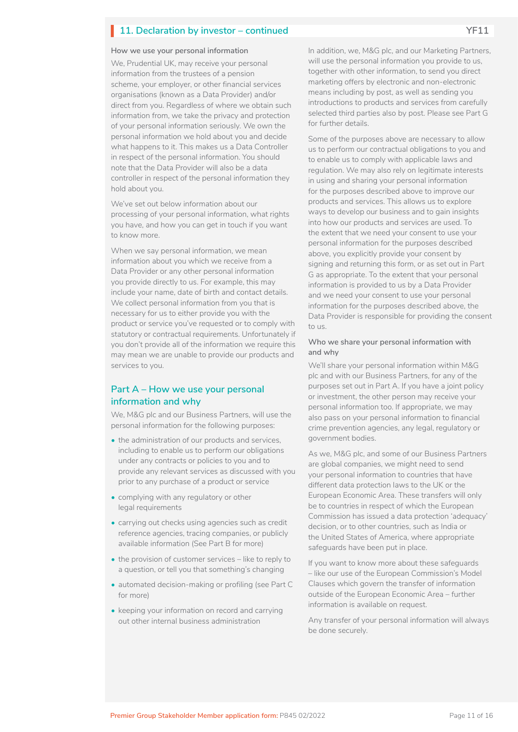## 11. Declaration by investor – continued

YF11

### How we use your personal information

We, Prudential UK, may receive your personal information from the trustees of a pension scheme, your employer, or other financial services organisations (known as a Data Provider) and/or direct from you. Regardless of where we obtain such information from, we take the privacy and protection of your personal information seriously. We own the personal information we hold about you and decide what happens to it. This makes us a Data Controller in respect of the personal information. You should note that the Data Provider will also be a data controller in respect of the personal information they hold about you.

We've set out below information about our processing of your personal information, what rights you have, and how you can get in touch if you want to know more.

When we say personal information, we mean information about you which we receive from a Data Provider or any other personal information you provide directly to us. For example, this may include your name, date of birth and contact details. We collect personal information from you that is necessary for us to either provide you with the product or service you've requested or to comply with statutory or contractual requirements. Unfortunately if you don't provide all of the information we require this may mean we are unable to provide our products and services to you.

### Part A – How we use your personal information and why

We, M&G plc and our Business Partners, will use the personal information for the following purposes:

- the administration of our products and services, including to enable us to perform our obligations under any contracts or policies to you and to provide any relevant services as discussed with you prior to any purchase of a product or service
- complying with any regulatory or other legal requirements
- carrying out checks using agencies such as credit reference agencies, tracing companies, or publicly available information (See Part B for more)
- the provision of customer services – like to reply to a question, or tell you that something's changing
- automated decision-making or profiling (see Part C for more)
- keeping your information on record and carrying out other internal business administration

In addition, we, M&G plc, and our Marketing Partners, will use the personal information you provide to us, together with other information, to send you direct marketing offers by electronic and non-electronic means including by post, as well as sending you introductions to products and services from carefully selected third parties also by post. Please see Part G for further details.

Some of the purposes above are necessary to allow us to perform our contractual obligations to you and to enable us to comply with applicable laws and regulation. We may also rely on legitimate interests in using and sharing your personal information for the purposes described above to improve our products and services. This allows us to explore ways to develop our business and to gain insights into how our products and services are used. To the extent that we need your consent to use your personal information for the purposes described above, you explicitly provide your consent by signing and returning this form, or as set out in Part G as appropriate. To the extent that your personal information is provided to us by a Data Provider and we need your consent to use your personal information for the purposes described above, the Data Provider is responsible for providing the consent to us.

### Who we share your personal information with and why

We'll share your personal information within M&G plc and with our Business Partners, for any of the purposes set out in Part A. If you have a joint policy or investment, the other person may receive your personal information too. If appropriate, we may also pass on your personal information to financial crime prevention agencies, any legal, regulatory or government bodies.

As we, M&G plc, and some of our Business Partners are global companies, we might need to send your personal information to countries that have different data protection laws to the UK or the European Economic Area. These transfers will only be to countries in respect of which the European Commission has issued a data protection 'adequacy' decision, or to other countries, such as India or the United States of America, where appropriate safeguards have been put in place.

If you want to know more about these safeguards – like our use of the European Commission's Model Clauses which govern the transfer of information outside of the European Economic Area – further information is available on request.

Any transfer of your personal information will always be done securely.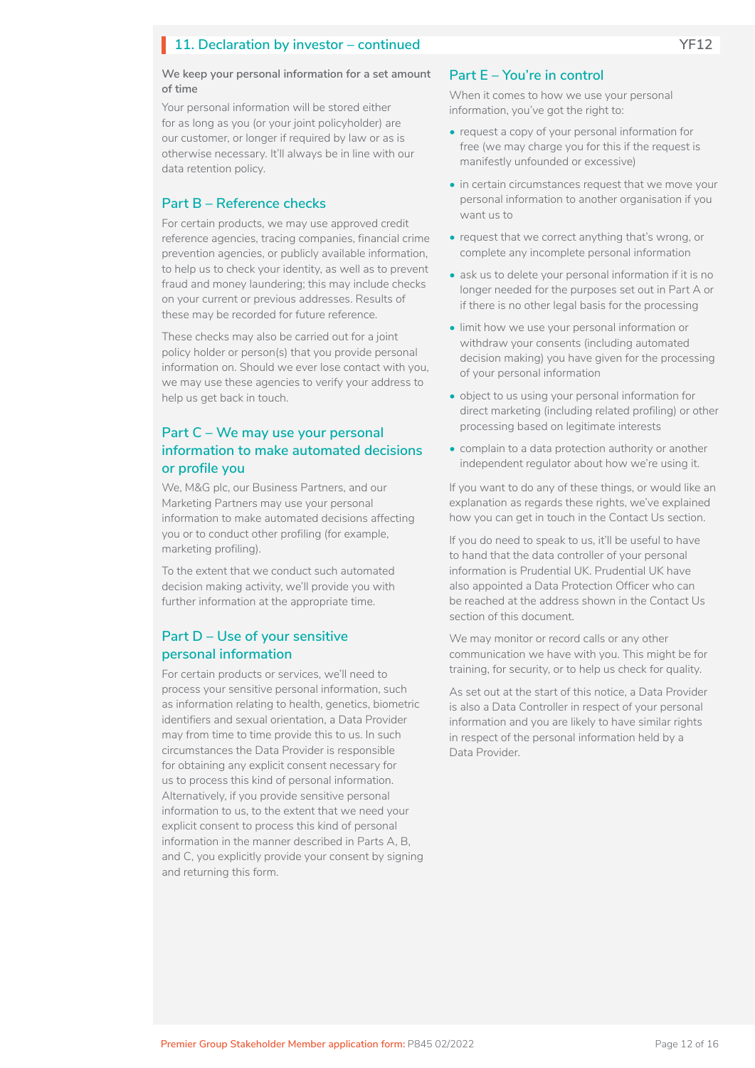## 11. Declaration by investor – continued

YF12

**We keep your personal information for a set amount of time**

Your personal information will be stored either for as long as you (or your joint policyholder) are our customer, or longer if required by law or as is otherwise necessary. It'll always be in line with our data retention policy.

### Part B – Reference checks

For certain products, we may use approved credit reference agencies, tracing companies, financial crime prevention agencies, or publicly available information, to help us to check your identity, as well as to prevent fraud and money laundering; this may include checks on your current or previous addresses. Results of these may be recorded for future reference.

These checks may also be carried out for a joint policy holder or person(s) that you provide personal information on. Should we ever lose contact with you, we may use these agencies to verify your address to help us get back in touch.

### Part C – We may use your personal information to make automated decisions or profile you

We, M&G plc, our Business Partners, and our Marketing Partners may use your personal information to make automated decisions affecting you or to conduct other profiling (for example, marketing profiling).

To the extent that we conduct such automated decision making activity, we'll provide you with further information at the appropriate time.

### Part D – Use of your sensitive personal information

For certain products or services, we'll need to process your sensitive personal information, such as information relating to health, genetics, biometric identifiers and sexual orientation, a Data Provider may from time to time provide this to us. In such circumstances the Data Provider is responsible for obtaining any explicit consent necessary for us to process this kind of personal information. Alternatively, if you provide sensitive personal information to us, to the extent that we need your explicit consent to process this kind of personal information in the manner described in Parts A, B, and C, you explicitly provide your consent by signing and returning this form.

### Part E – You're in control

When it comes to how we use your personal information, you've got the right to:

- request a copy of your personal information for free (we may charge you for this if the request is manifestly unfounded or excessive)
- in certain circumstances request that we move your personal information to another organisation if you want us to
- request that we correct anything that's wrong, or complete any incomplete personal information
- ask us to delete your personal information if it is no longer needed for the purposes set out in Part A or if there is no other legal basis for the processing
- limit how we use your personal information or withdraw your consents (including automated decision making) you have given for the processing of your personal information
- object to us using your personal information for direct marketing (including related profiling) or other processing based on legitimate interests
- complain to a data protection authority or another independent regulator about how we're using it.

If you want to do any of these things, or would like an explanation as regards these rights, we've explained how you can get in touch in the Contact Us section.

If you do need to speak to us, it'll be useful to have to hand that the data controller of your personal information is Prudential UK. Prudential UK have also appointed a Data Protection Officer who can be reached at the address shown in the Contact Us section of this document.

We may monitor or record calls or any other communication we have with you. This might be for training, for security, or to help us check for quality.

As set out at the start of this notice, a Data Provider is also a Data Controller in respect of your personal information and you are likely to have similar rights in respect of the personal information held by a Data Provider.

Premier Group Stakeholder Member application form: P845 02/2022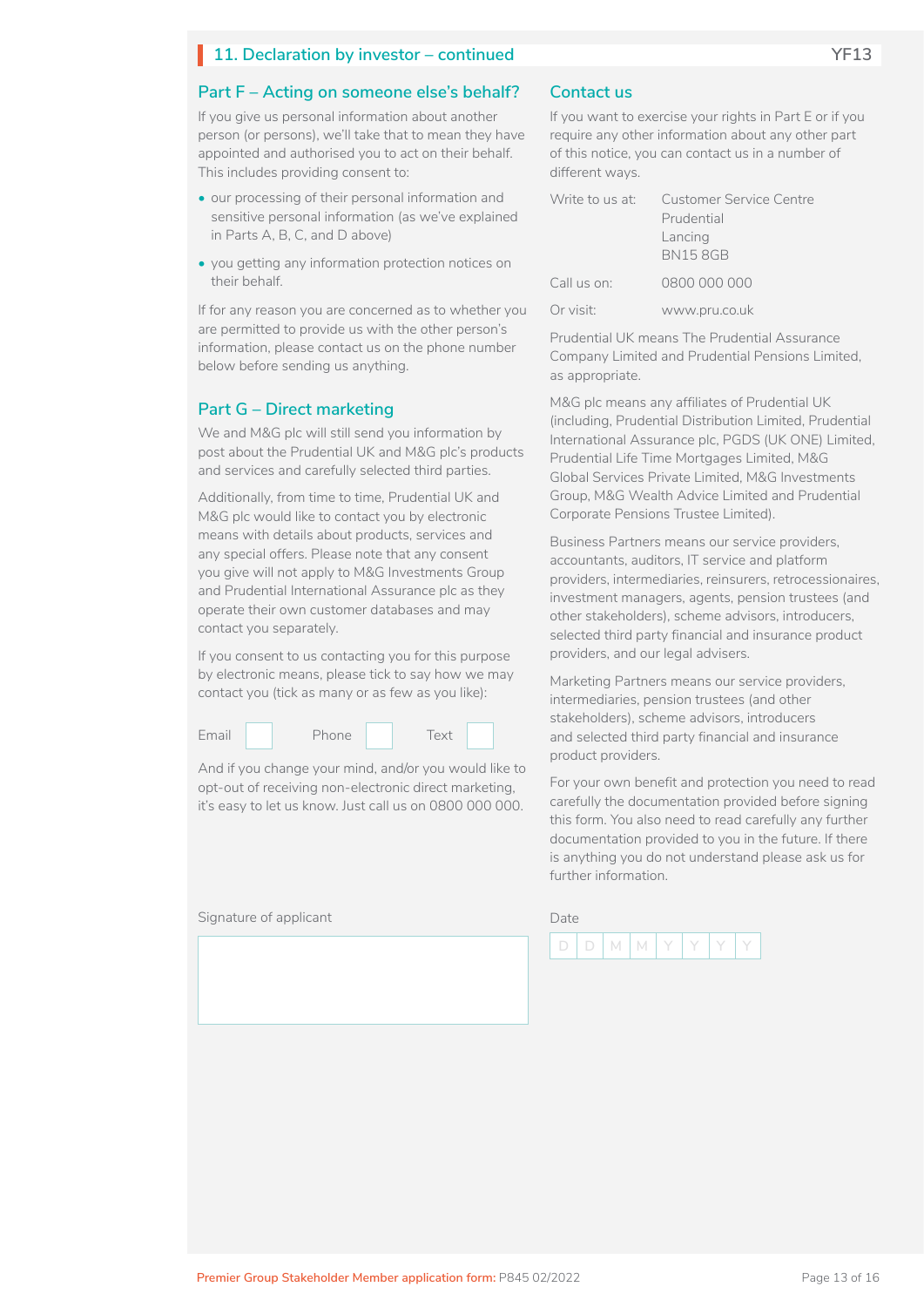## 11. Declaration by investor – continued

YF13

### Part F – Acting on someone else's behalf?

If you give us personal information about another person (or persons), we'll take that to mean they have appointed and authorised you to act on their behalf. This includes providing consent to:

- our processing of their personal information and sensitive personal information (as we've explained in Parts A, B, C, and D above)
- you getting any information protection notices on their behalf.

If for any reason you are concerned as to whether you are permitted to provide us with the other person's information, please contact us on the phone number below before sending us anything.

### Part G – Direct marketing

We and M&G plc will still send you information by post about the Prudential UK and M&G plc's products and services and carefully selected third parties.

Additionally, from time to time, Prudential UK and M&G plc would like to contact you by electronic means with details about products, services and any special offers. Please note that any consent you give will not apply to M&G Investments Group and Prudential International Assurance plc as they operate their own customer databases and may contact you separately.

If you consent to us contacting you for this purpose by electronic means, please tick to say how we may contact you (tick as many or as few as you like):

Email ☐ Phone ☐ Text ☐

And if you change your mind, and/or you would like to opt-out of receiving non-electronic direct marketing, it's easy to let us know. Just call us on 0800 000 000.

### Contact us

If you want to exercise your rights in Part E or if you require any other information about any other part of this notice, you can contact us in a number of different ways.

| | |
|---|---|
| Write to us at: | Customer Service Centre<br>Prudential<br>Lancing<br>BN15 8GB |
| Call us on: | 0800 000 000 |
| Or visit: | www.pru.co.uk |

Prudential UK means The Prudential Assurance Company Limited and Prudential Pensions Limited, as appropriate.

M&G plc means any affiliates of Prudential UK (including, Prudential Distribution Limited, Prudential International Assurance plc, PGDS (UK ONE) Limited, Prudential Life Time Mortgages Limited, M&G Global Services Private Limited, M&G Investments Group, M&G Wealth Advice Limited and Prudential Corporate Pensions Trustee Limited).

Business Partners means our service providers, accountants, auditors, IT service and platform providers, intermediaries, reinsurers, retrocessionaires, investment managers, agents, pension trustees (and other stakeholders), scheme advisors, introducers, selected third party financial and insurance product providers, and our legal advisers.

Marketing Partners means our service providers, intermediaries, pension trustees (and other stakeholders), scheme advisors, introducers and selected third party financial and insurance product providers.

For your own benefit and protection you need to read carefully the documentation provided before signing this form. You also need to read carefully any further documentation provided to you in the future. If there is anything you do not understand please ask us for further information.

Signature of applicant

Date D D M M Y Y Y Y

Premier Group Stakeholder Member application form: P845 02/2022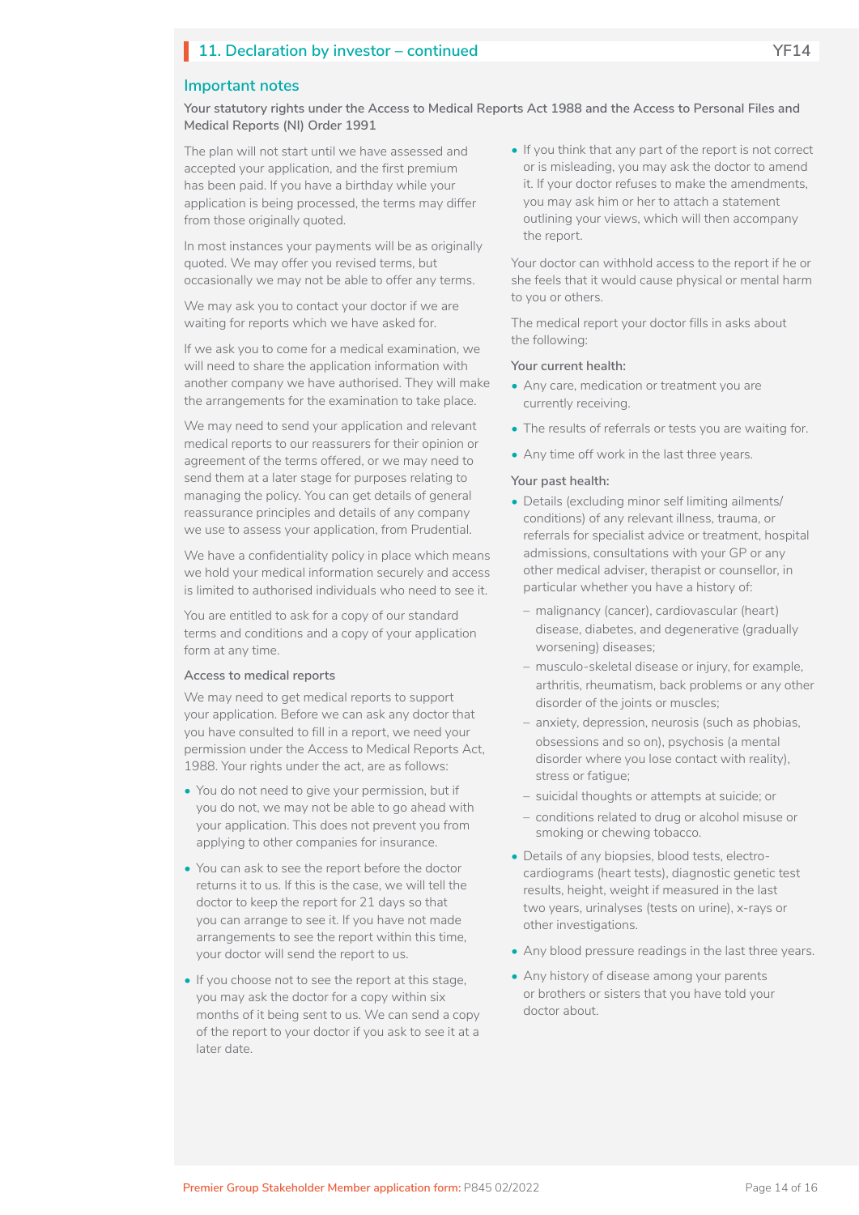## 11. Declaration by investor – continued

YF14

### Important notes

**Your statutory rights under the Access to Medical Reports Act 1988 and the Access to Personal Files and Medical Reports (NI) Order 1991**

The plan will not start until we have assessed and accepted your application, and the first premium has been paid. If you have a birthday while your application is being processed, the terms may differ from those originally quoted.

In most instances your payments will be as originally quoted. We may offer you revised terms, but occasionally we may not be able to offer any terms.

We may ask you to contact your doctor if we are waiting for reports which we have asked for.

If we ask you to come for a medical examination, we will need to share the application information with another company we have authorised. They will make the arrangements for the examination to take place.

We may need to send your application and relevant medical reports to our reassurers for their opinion or agreement of the terms offered, or we may need to send them at a later stage for purposes relating to managing the policy. You can get details of general reassurance principles and details of any company we use to assess your application, from Prudential.

We have a confidentiality policy in place which means we hold your medical information securely and access is limited to authorised individuals who need to see it.

You are entitled to ask for a copy of our standard terms and conditions and a copy of your application form at any time.

**Access to medical reports**

We may need to get medical reports to support your application. Before we can ask any doctor that you have consulted to fill in a report, we need your permission under the Access to Medical Reports Act, 1988. Your rights under the act, are as follows:

- You do not need to give your permission, but if you do not, we may not be able to go ahead with your application. This does not prevent you from applying to other companies for insurance.
- You can ask to see the report before the doctor returns it to us. If this is the case, we will tell the doctor to keep the report for 21 days so that you can arrange to see it. If you have not made arrangements to see the report within this time, your doctor will send the report to us.
- If you choose not to see the report at this stage, you may ask the doctor for a copy within six months of it being sent to us. We can send a copy of the report to your doctor if you ask to see it at a later date.
- If you think that any part of the report is not correct or is misleading, you may ask the doctor to amend it. If your doctor refuses to make the amendments, you may ask him or her to attach a statement outlining your views, which will then accompany the report.

Your doctor can withhold access to the report if he or she feels that it would cause physical or mental harm to you or others.

The medical report your doctor fills in asks about the following:

**Your current health:**

- Any care, medication or treatment you are currently receiving.
- The results of referrals or tests you are waiting for.
- Any time off work in the last three years.

**Your past health:**

- Details (excluding minor self limiting ailments/conditions) of any relevant illness, trauma, or referrals for specialist advice or treatment, hospital admissions, consultations with your GP or any other medical adviser, therapist or counsellor, in particular whether you have a history of:
  - malignancy (cancer), cardiovascular (heart) disease, diabetes, and degenerative (gradually worsening) diseases;
  - musculo-skeletal disease or injury, for example, arthritis, rheumatism, back problems or any other disorder of the joints or muscles;
  - anxiety, depression, neurosis (such as phobias, obsessions and so on), psychosis (a mental disorder where you lose contact with reality), stress or fatigue;
  - suicidal thoughts or attempts at suicide; or
  - conditions related to drug or alcohol misuse or smoking or chewing tobacco.
- Details of any biopsies, blood tests, electro-cardiograms (heart tests), diagnostic genetic test results, height, weight if measured in the last two years, urinalyses (tests on urine), x-rays or other investigations.
- Any blood pressure readings in the last three years.
- Any history of disease among your parents or brothers or sisters that you have told your doctor about.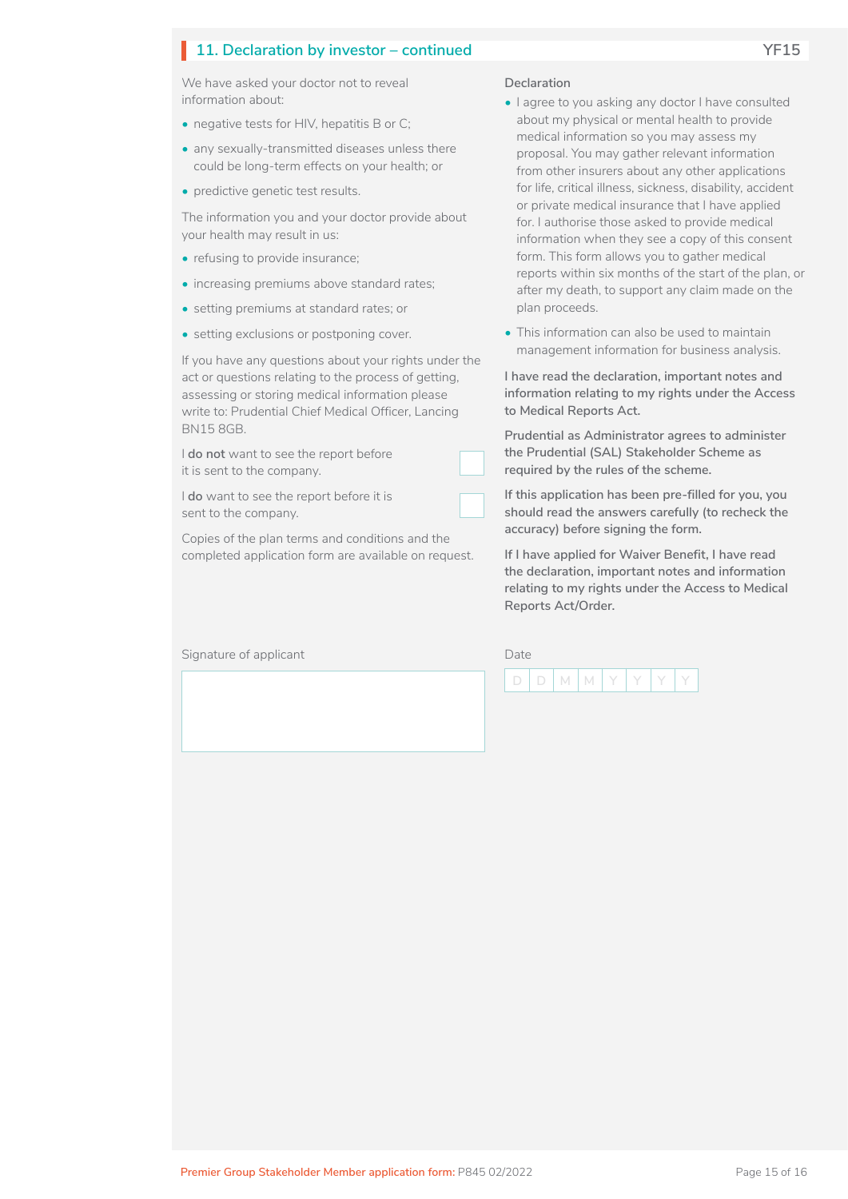## 11. Declaration by investor – continued

YF15

We have asked your doctor not to reveal information about:

- negative tests for HIV, hepatitis B or C;
- any sexually-transmitted diseases unless there could be long-term effects on your health; or
- predictive genetic test results.

The information you and your doctor provide about your health may result in us:

- refusing to provide insurance;
- increasing premiums above standard rates;
- setting premiums at standard rates; or
- setting exclusions or postponing cover.

If you have any questions about your rights under the act or questions relating to the process of getting, assessing or storing medical information please write to: Prudential Chief Medical Officer, Lancing BN15 8GB.

I **do not** want to see the report before it is sent to the company. ☐

I **do** want to see the report before it is sent to the company. ☐

Copies of the plan terms and conditions and the completed application form are available on request.

**Declaration**

- I agree to you asking any doctor I have consulted about my physical or mental health to provide medical information so you may assess my proposal. You may gather relevant information from other insurers about any other applications for life, critical illness, sickness, disability, accident or private medical insurance that I have applied for. I authorise those asked to provide medical information when they see a copy of this consent form. This form allows you to gather medical reports within six months of the start of the plan, or after my death, to support any claim made on the plan proceeds.
- This information can also be used to maintain management information for business analysis.

**I have read the declaration, important notes and information relating to my rights under the Access to Medical Reports Act.**

**Prudential as Administrator agrees to administer the Prudential (SAL) Stakeholder Scheme as required by the rules of the scheme.**

**If this application has been pre-filled for you, you should read the answers carefully (to recheck the accuracy) before signing the form.**

**If I have applied for Waiver Benefit, I have read the declaration, important notes and information relating to my rights under the Access to Medical Reports Act/Order.**

Signature of applicant

Date

| D | D | M | M | Y | Y | Y | Y |
|---|---|---|---|---|---|---|---|

Premier Group Stakeholder Member application form: P845 02/2022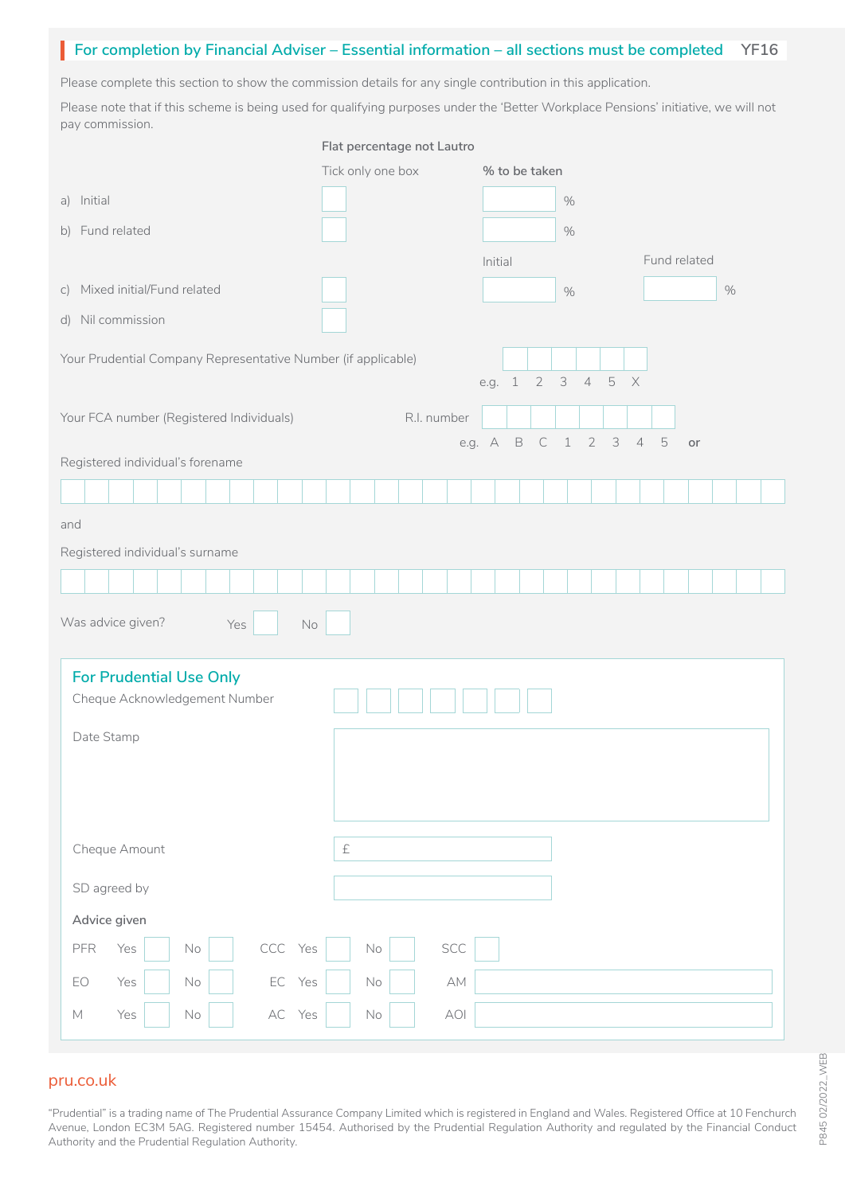## For completion by Financial Adviser – Essential information – all sections must be completed YF16

Please complete this section to show the commission details for any single contribution in this application.

Please note that if this scheme is being used for qualifying purposes under the 'Better Workplace Pensions' initiative, we will not pay commission.

| | Flat percentage not Lautro<br>Tick only one box | % to be taken | |
|---|---|---|---|
| a) Initial | ☐ | ____ % | |
| b) Fund related | ☐ | ____ % | |
| | | Initial | Fund related |
| c) Mixed initial/Fund related | ☐ | ____ % | ____ % |
| d) Nil commission | ☐ | | |

Your Prudential Company Representative Number (if applicable) ☐☐☐☐☐☐
e.g. 1 2 3 4 5 X

Your FCA number (Registered Individuals) R.I. number ☐☐☐☐☐☐☐☐
e.g. A B C 1 2 3 4 5 **or**

Registered individual's forename

and

Registered individual's surname

Was advice given? Yes ☐ No ☐

### For Prudential Use Only

Cheque Acknowledgement Number ☐☐☐☐☐☐☐

Date Stamp

Cheque Amount £

SD agreed by

**Advice given**

| | | | | | | | | | |
|---|---|---|---|---|---|---|---|---|---|
| PFR | Yes ☐ | No ☐ | CCC | Yes ☐ | No ☐ | SCC ☐ | |
| EO | Yes ☐ | No ☐ | EC | Yes ☐ | No ☐ | AM | |
| M | Yes ☐ | No ☐ | AC | Yes ☐ | No ☐ | AOI | |

pru.co.uk

"Prudential" is a trading name of The Prudential Assurance Company Limited which is registered in England and Wales. Registered Office at 10 Fenchurch Avenue, London EC3M 5AG. Registered number 15454. Authorised by the Prudential Regulation Authority and regulated by the Financial Conduct Authority and the Prudential Regulation Authority.

P845 02/2022_WEB